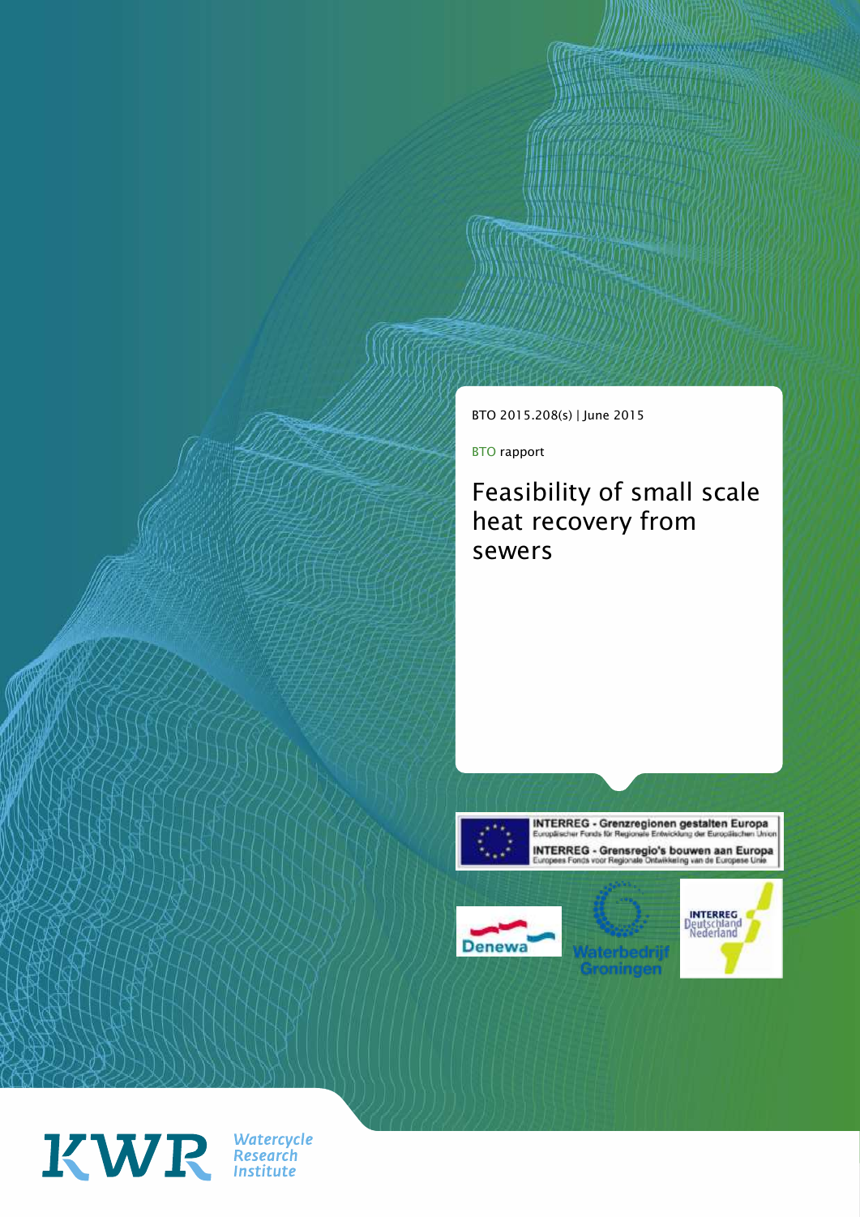BTO 2015.208(s) | June 2015

BTO rapport

# Feasibility of small scale heat recovery from sewers

INTERREG - Grenzregionen gestalten Europa
Europäischer Fonds für Regionale Entwicklung der Europäischen Union

INTERREG - Grensregio's bouwen aan Europa
Europees Fonds voor Regionale Ontwikkeling van de Europese Unie

Denewa

Waterbedrijf Groningen

INTERREG Deutschland Nederland

KWR Watercycle Research Institute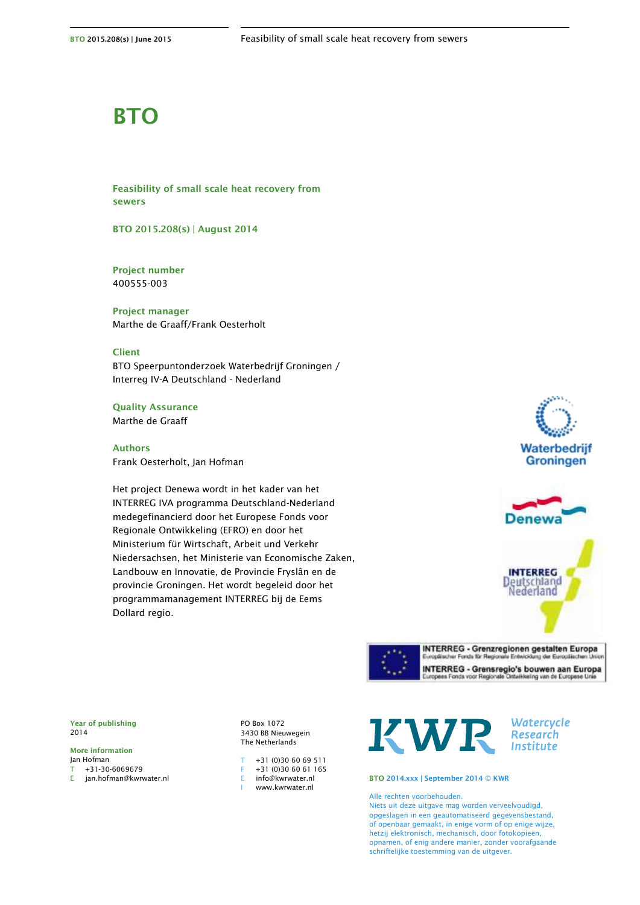# BTO

**Feasibility of small scale heat recovery from sewers**

**BTO 2015.208(s) | August 2014**

**Project number**
400555-003

**Project manager**
Marthe de Graaff/Frank Oesterholt

**Client**
BTO Speerpuntonderzoek Waterbedrijf Groningen / Interreg IV-A Deutschland - Nederland

**Quality Assurance**
Marthe de Graaff

**Authors**
Frank Oesterholt, Jan Hofman

Het project Denewa wordt in het kader van het INTERREG IVA programma Deutschland-Nederland medegefinancierd door het Europese Fonds voor Regionale Ontwikkeling (EFRO) en door het Ministerium für Wirtschaft, Arbeit und Verkehr Niedersachsen, het Ministerie van Economische Zaken, Landbouw en Innovatie, de Provincie Fryslân en de provincie Groningen. Het wordt begeleid door het programmamanagement INTERREG bij de Eems Dollard regio.

Waterbedrijf Groningen

Denewa

INTERREG Deutschland Nederland

INTERREG - Grenzregionen gestalten Europa
Europäischer Fonds für Regionale Entwicklung der Europäischen Union
INTERREG - Grensregio's bouwen aan Europa
Europees Fonds voor Regionale Ontwikkeling van de Europese Unie

**Year of publishing**
2014

**More information**
Jan Hofman
T +31-30-6069679
E jan.hofman@kwrwater.nl

PO Box 1072
3430 BB Nieuwegein
The Netherlands

T +31 (0)30 60 69 511
F +31 (0)30 60 61 165
E info@kwrwater.nl
I www.kwrwater.nl

KWR Watercycle Research Institute

**BTO 2014.xxx | September 2014 © KWR**

Alle rechten voorbehouden.
Niets uit deze uitgave mag worden verveelvoudigd, opgeslagen in een geautomatiseerd gegevensbestand, of openbaar gemaakt, in enige vorm of op enige wijze, hetzij elektronisch, mechanisch, door fotokopieën, opnamen, of enig andere manier, zonder voorafgaande schriftelijke toestemming van de uitgever.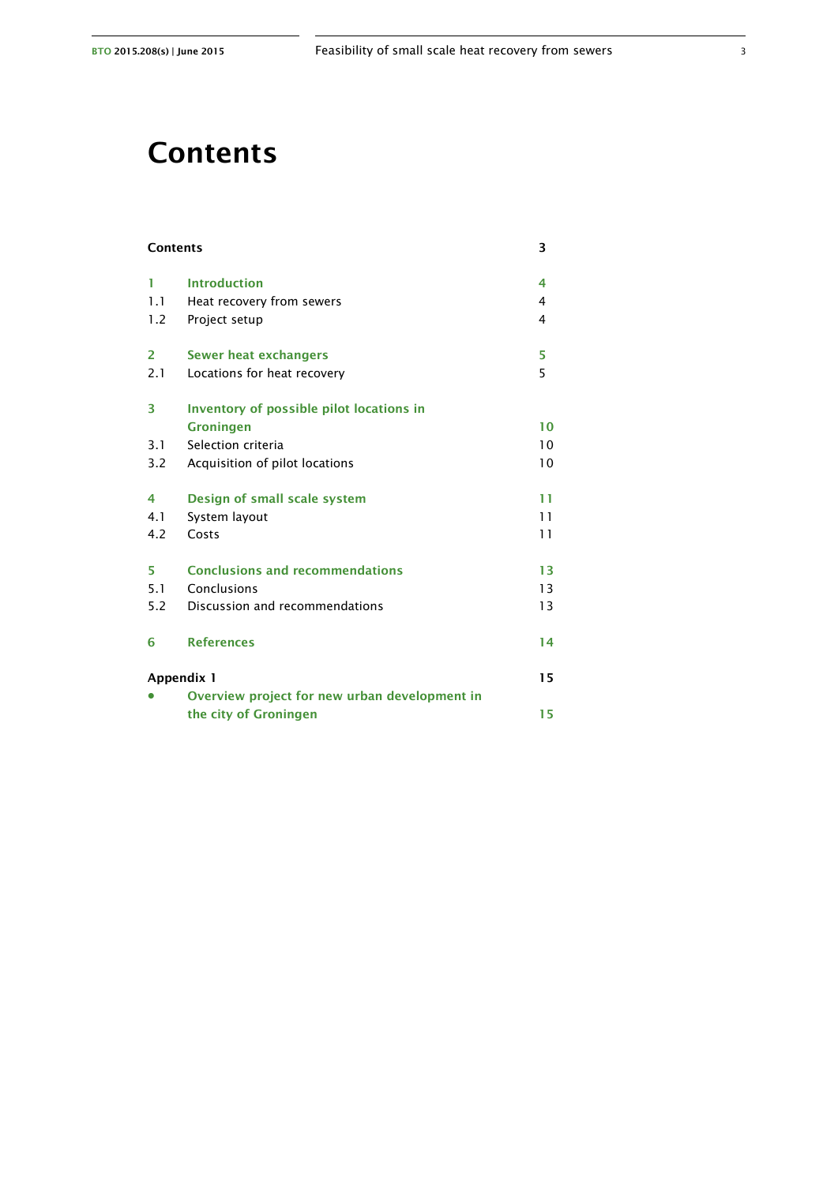# Contents

| | | |
|---|---|---|
| **Contents** | | **3** |
| **1** | **Introduction** | **4** |
| 1.1 | Heat recovery from sewers | 4 |
| 1.2 | Project setup | 4 |
| **2** | **Sewer heat exchangers** | **5** |
| 2.1 | Locations for heat recovery | 5 |
| **3** | **Inventory of possible pilot locations in Groningen** | **10** |
| 3.1 | Selection criteria | 10 |
| 3.2 | Acquisition of pilot locations | 10 |
| **4** | **Design of small scale system** | **11** |
| 4.1 | System layout | 11 |
| 4.2 | Costs | 11 |
| **5** | **Conclusions and recommendations** | **13** |
| 5.1 | Conclusions | 13 |
| 5.2 | Discussion and recommendations | 13 |
| **6** | **References** | **14** |
| **Appendix 1** | | **15** |
| • | **Overview project for new urban development in the city of Groningen** | **15** |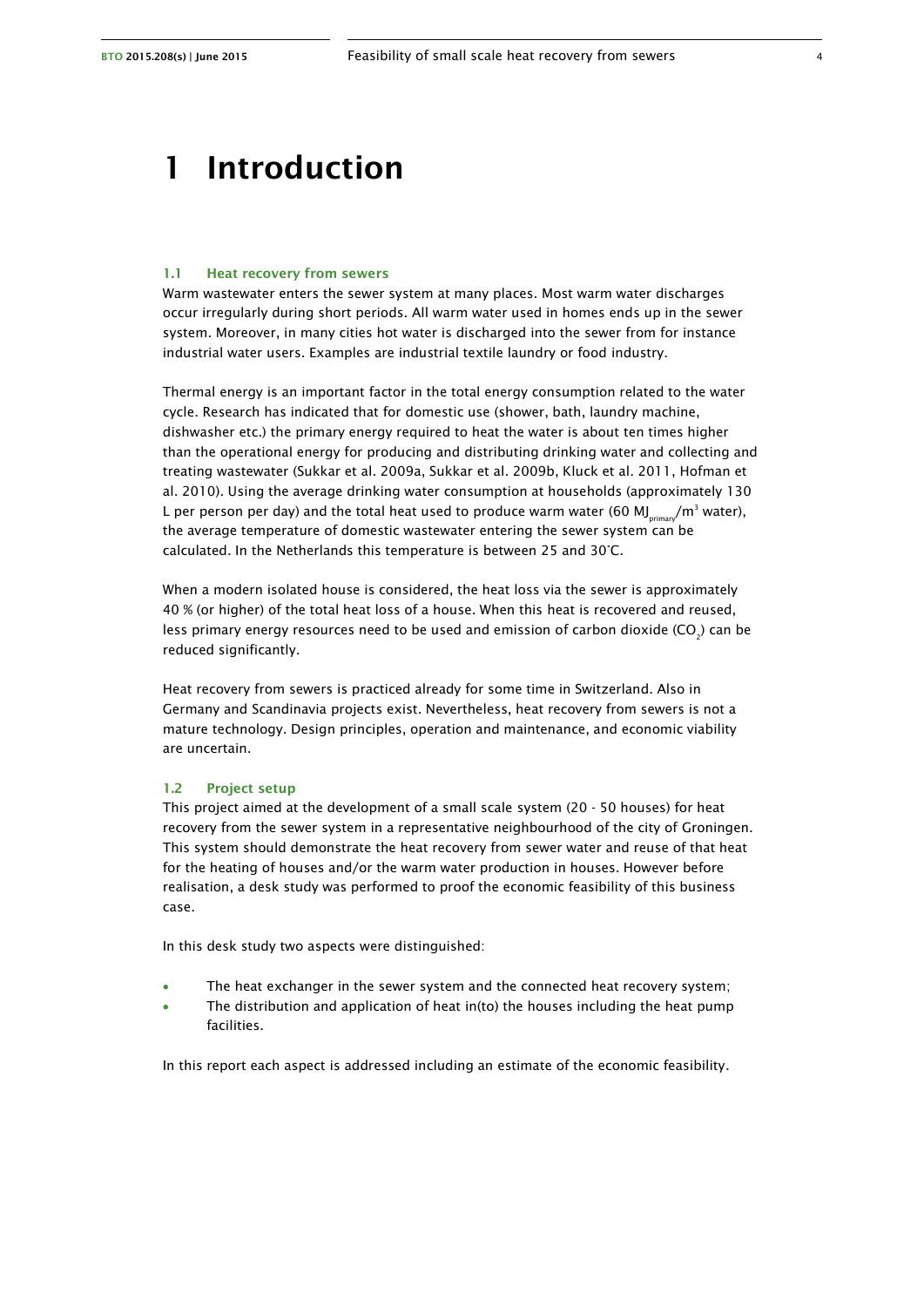# 1 Introduction

## 1.1 Heat recovery from sewers

Warm wastewater enters the sewer system at many places. Most warm water discharges occur irregularly during short periods. All warm water used in homes ends up in the sewer system. Moreover, in many cities hot water is discharged into the sewer from for instance industrial water users. Examples are industrial textile laundry or food industry.

Thermal energy is an important factor in the total energy consumption related to the water cycle. Research has indicated that for domestic use (shower, bath, laundry machine, dishwasher etc.) the primary energy required to heat the water is about ten times higher than the operational energy for producing and distributing drinking water and collecting and treating wastewater (Sukkar et al. 2009a, Sukkar et al. 2009b, Kluck et al. 2011, Hofman et al. 2010). Using the average drinking water consumption at households (approximately 130 L per person per day) and the total heat used to produce warm water (60 $MJ_{primary}/m^3$ water), the average temperature of domestic wastewater entering the sewer system can be calculated. In the Netherlands this temperature is between 25 and 30°C.

When a modern isolated house is considered, the heat loss via the sewer is approximately 40 % (or higher) of the total heat loss of a house. When this heat is recovered and reused, less primary energy resources need to be used and emission of carbon dioxide ($CO_2$) can be reduced significantly.

Heat recovery from sewers is practiced already for some time in Switzerland. Also in Germany and Scandinavia projects exist. Nevertheless, heat recovery from sewers is not a mature technology. Design principles, operation and maintenance, and economic viability are uncertain.

## 1.2 Project setup

This project aimed at the development of a small scale system (20 - 50 houses) for heat recovery from the sewer system in a representative neighbourhood of the city of Groningen. This system should demonstrate the heat recovery from sewer water and reuse of that heat for the heating of houses and/or the warm water production in houses. However before realisation, a desk study was performed to proof the economic feasibility of this business case.

In this desk study two aspects were distinguished:

- The heat exchanger in the sewer system and the connected heat recovery system;
- The distribution and application of heat in(to) the houses including the heat pump facilities.

In this report each aspect is addressed including an estimate of the economic feasibility.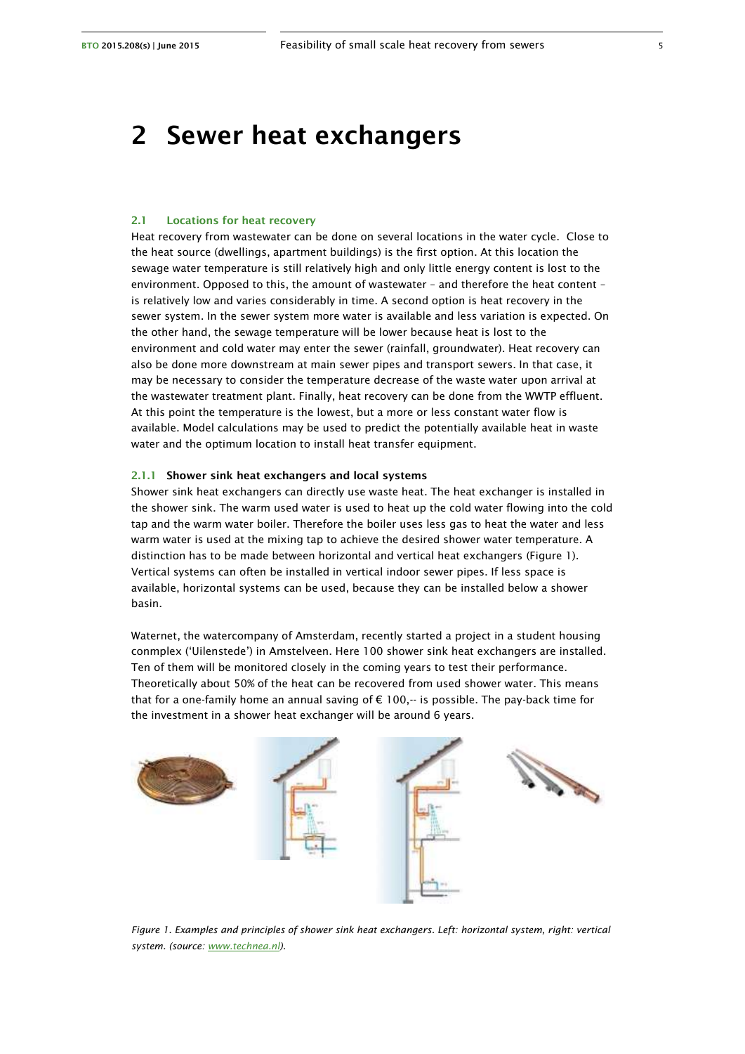# 2 Sewer heat exchangers

### 2.1 Locations for heat recovery

Heat recovery from wastewater can be done on several locations in the water cycle. Close to the heat source (dwellings, apartment buildings) is the first option. At this location the sewage water temperature is still relatively high and only little energy content is lost to the environment. Opposed to this, the amount of wastewater – and therefore the heat content – is relatively low and varies considerably in time. A second option is heat recovery in the sewer system. In the sewer system more water is available and less variation is expected. On the other hand, the sewage temperature will be lower because heat is lost to the environment and cold water may enter the sewer (rainfall, groundwater). Heat recovery can also be done more downstream at main sewer pipes and transport sewers. In that case, it may be necessary to consider the temperature decrease of the waste water upon arrival at the wastewater treatment plant. Finally, heat recovery can be done from the WWTP effluent. At this point the temperature is the lowest, but a more or less constant water flow is available. Model calculations may be used to predict the potentially available heat in waste water and the optimum location to install heat transfer equipment.

#### 2.1.1 Shower sink heat exchangers and local systems

Shower sink heat exchangers can directly use waste heat. The heat exchanger is installed in the shower sink. The warm used water is used to heat up the cold water flowing into the cold tap and the warm water boiler. Therefore the boiler uses less gas to heat the water and less warm water is used at the mixing tap to achieve the desired shower water temperature. A distinction has to be made between horizontal and vertical heat exchangers (Figure 1). Vertical systems can often be installed in vertical indoor sewer pipes. If less space is available, horizontal systems can be used, because they can be installed below a shower basin.

Waternet, the watercompany of Amsterdam, recently started a project in a student housing conmplex ('Uilenstede') in Amstelveen. Here 100 shower sink heat exchangers are installed. Ten of them will be monitored closely in the coming years to test their performance. Theoretically about 50% of the heat can be recovered from used shower water. This means that for a one-family home an annual saving of € 100,-- is possible. The pay-back time for the investment in a shower heat exchanger will be around 6 years.

*Figure 1. Examples and principles of shower sink heat exchangers. Left: horizontal system, right: vertical system. (source: www.technea.nl).*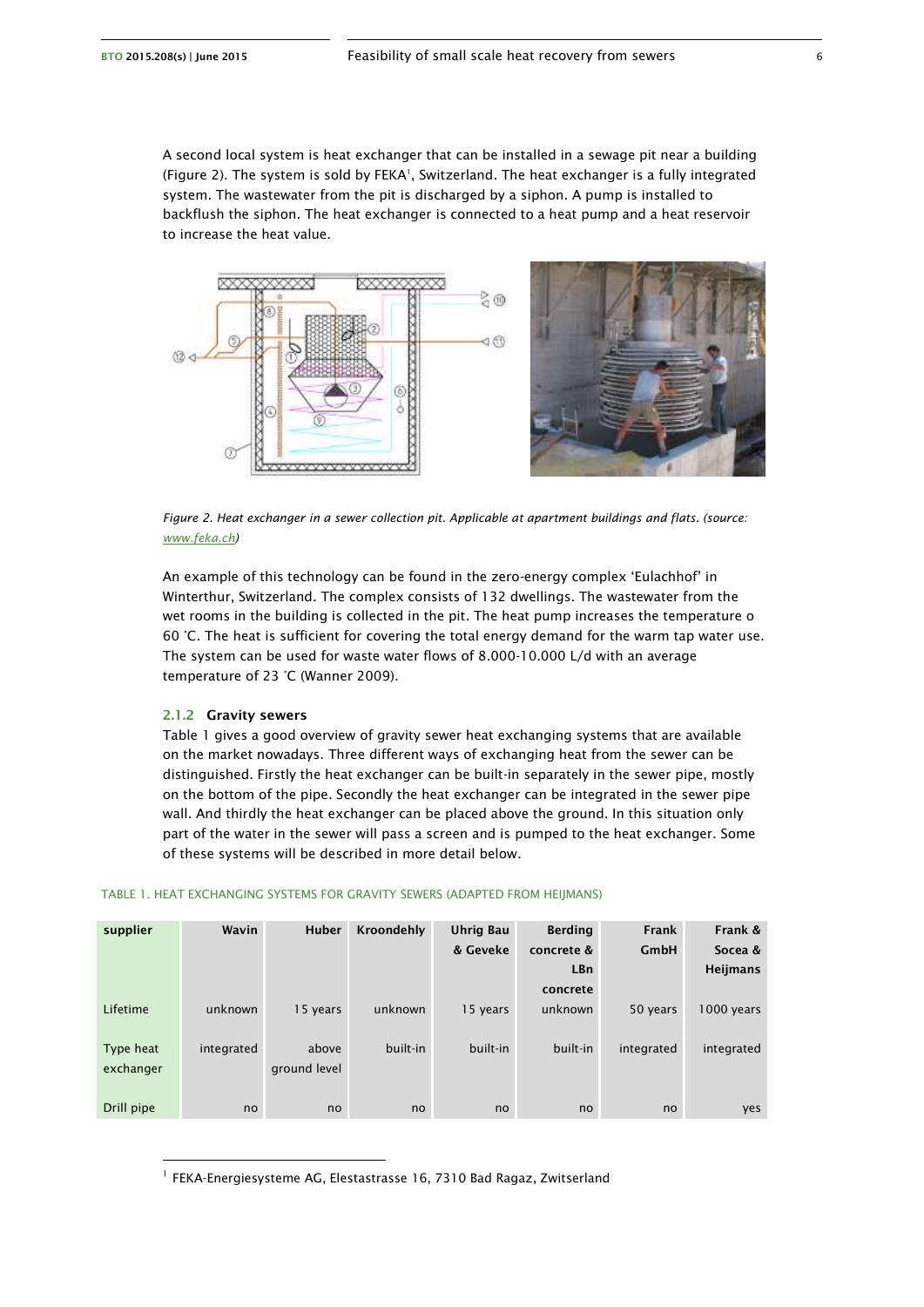A second local system is heat exchanger that can be installed in a sewage pit near a building (Figure 2). The system is sold by FEKA[1], Switzerland. The heat exchanger is a fully integrated system. The wastewater from the pit is discharged by a siphon. A pump is installed to backflush the siphon. The heat exchanger is connected to a heat pump and a heat reservoir to increase the heat value.

*Figure 2. Heat exchanger in a sewer collection pit. Applicable at apartment buildings and flats. (source: www.feka.ch)*

An example of this technology can be found in the zero-energy complex 'Eulachhof' in Winterthur, Switzerland. The complex consists of 132 dwellings. The wastewater from the wet rooms in the building is collected in the pit. The heat pump increases the temperature o 60 °C. The heat is sufficient for covering the total energy demand for the warm tap water use. The system can be used for waste water flows of 8.000-10.000 L/d with an average temperature of 23 °C (Wanner 2009).

### 2.1.2 Gravity sewers

Table 1 gives a good overview of gravity sewer heat exchanging systems that are available on the market nowadays. Three different ways of exchanging heat from the sewer can be distinguished. Firstly the heat exchanger can be built-in separately in the sewer pipe, mostly on the bottom of the pipe. Secondly the heat exchanger can be integrated in the sewer pipe wall. And thirdly the heat exchanger can be placed above the ground. In this situation only part of the water in the sewer will pass a screen and is pumped to the heat exchanger. Some of these systems will be described in more detail below.

TABLE 1. HEAT EXCHANGING SYSTEMS FOR GRAVITY SEWERS (ADAPTED FROM HEIJMANS)

| supplier | Wavin | Huber | Kroondehly | Uhrig Bau & Geveke | Berding concrete & LBn concrete | Frank GmbH | Frank & Socea & Heijmans |
|---|---|---|---|---|---|---|---|
| Lifetime | unknown | 15 years | unknown | 15 years | unknown | 50 years | 1000 years |
| Type heat exchanger | integrated | above ground level | built-in | built-in | built-in | integrated | integrated |
| Drill pipe | no | no | no | no | no | no | yes |

[1] FEKA-Energiesysteme AG, Elestastrasse 16, 7310 Bad Ragaz, Zwitserland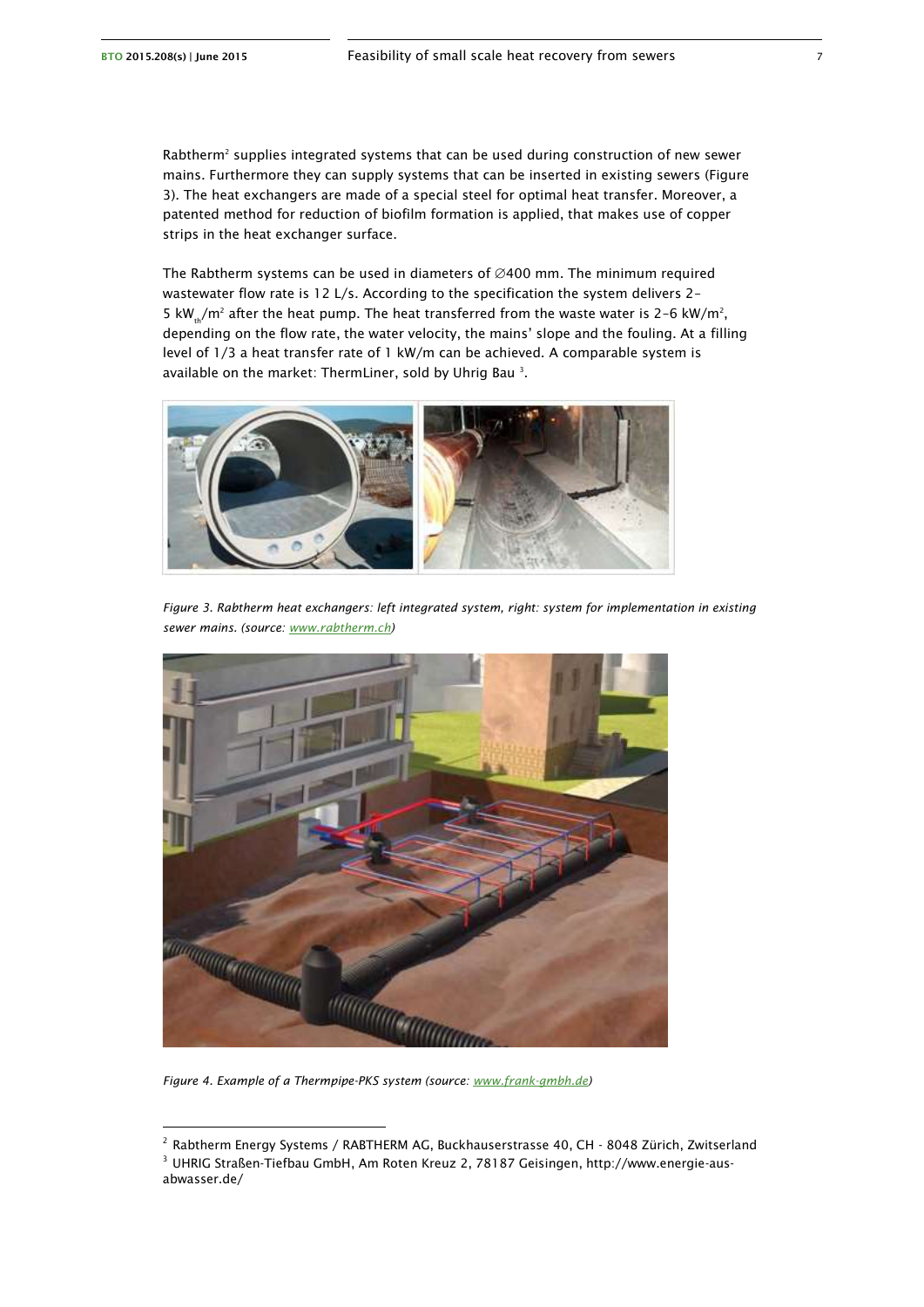Rabtherm[2] supplies integrated systems that can be used during construction of new sewer mains. Furthermore they can supply systems that can be inserted in existing sewers (Figure 3). The heat exchangers are made of a special steel for optimal heat transfer. Moreover, a patented method for reduction of biofilm formation is applied, that makes use of copper strips in the heat exchanger surface.

The Rabtherm systems can be used in diameters of ∅400 mm. The minimum required wastewater flow rate is 12 L/s. According to the specification the system delivers 2-5 $kW_{th}/m^2$ after the heat pump. The heat transferred from the waste water is 2-6 $kW/m^2$, depending on the flow rate, the water velocity, the mains' slope and the fouling. At a filling level of 1/3 a heat transfer rate of 1 kW/m can be achieved. A comparable system is available on the market: ThermLiner, sold by Uhrig Bau [3].

*Figure 3. Rabtherm heat exchangers: left integrated system, right: system for implementation in existing sewer mains. (source: www.rabtherm.ch)*

*Figure 4. Example of a Thermpipe-PKS system (source: www.frank-gmbh.de)*

---

[2] Rabtherm Energy Systems / RABTHERM AG, Buckhauserstrasse 40, CH - 8048 Zürich, Zwitserland

[3] UHRIG Straßen-Tiefbau GmbH, Am Roten Kreuz 2, 78187 Geisingen, http://www.energie-aus-abwasser.de/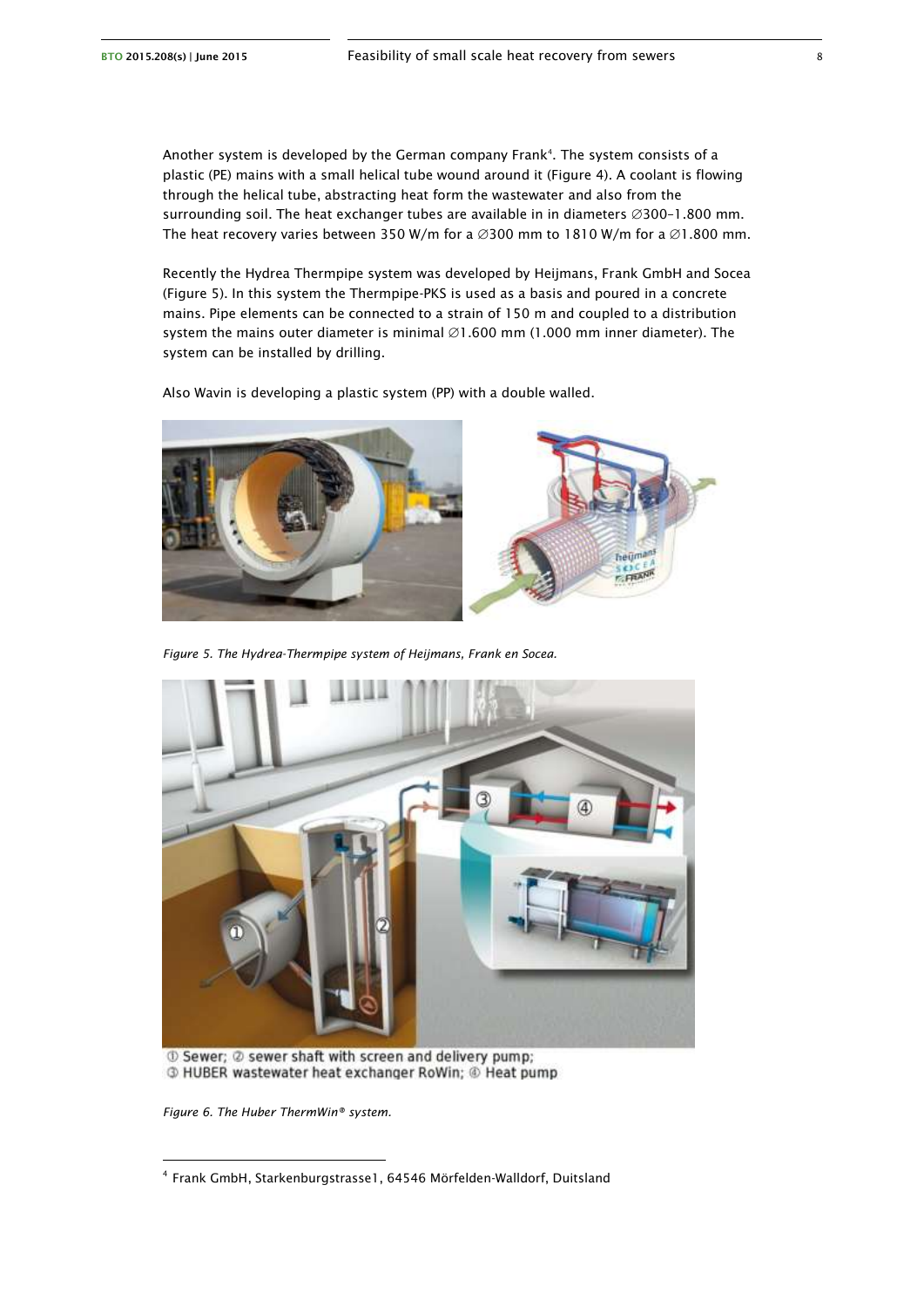Another system is developed by the German company Frank[4]. The system consists of a plastic (PE) mains with a small helical tube wound around it (Figure 4). A coolant is flowing through the helical tube, abstracting heat form the wastewater and also from the surrounding soil. The heat exchanger tubes are available in in diameters ∅300–1.800 mm. The heat recovery varies between 350 W/m for a ∅300 mm to 1810 W/m for a ∅1.800 mm.

Recently the Hydrea Thermpipe system was developed by Heijmans, Frank GmbH and Socea (Figure 5). In this system the Thermpipe-PKS is used as a basis and poured in a concrete mains. Pipe elements can be connected to a strain of 150 m and coupled to a distribution system the mains outer diameter is minimal ∅1.600 mm (1.000 mm inner diameter). The system can be installed by drilling.

Also Wavin is developing a plastic system (PP) with a double walled.

*Figure 5. The Hydrea-Thermpipe system of Heijmans, Frank en Socea.*

① Sewer; ② sewer shaft with screen and delivery pump;
③ HUBER wastewater heat exchanger RoWin; ④ Heat pump

*Figure 6. The Huber ThermWin® system.*

---

[4] Frank GmbH, Starkenburgstrasse1, 64546 Mörfelden-Walldorf, Duitsland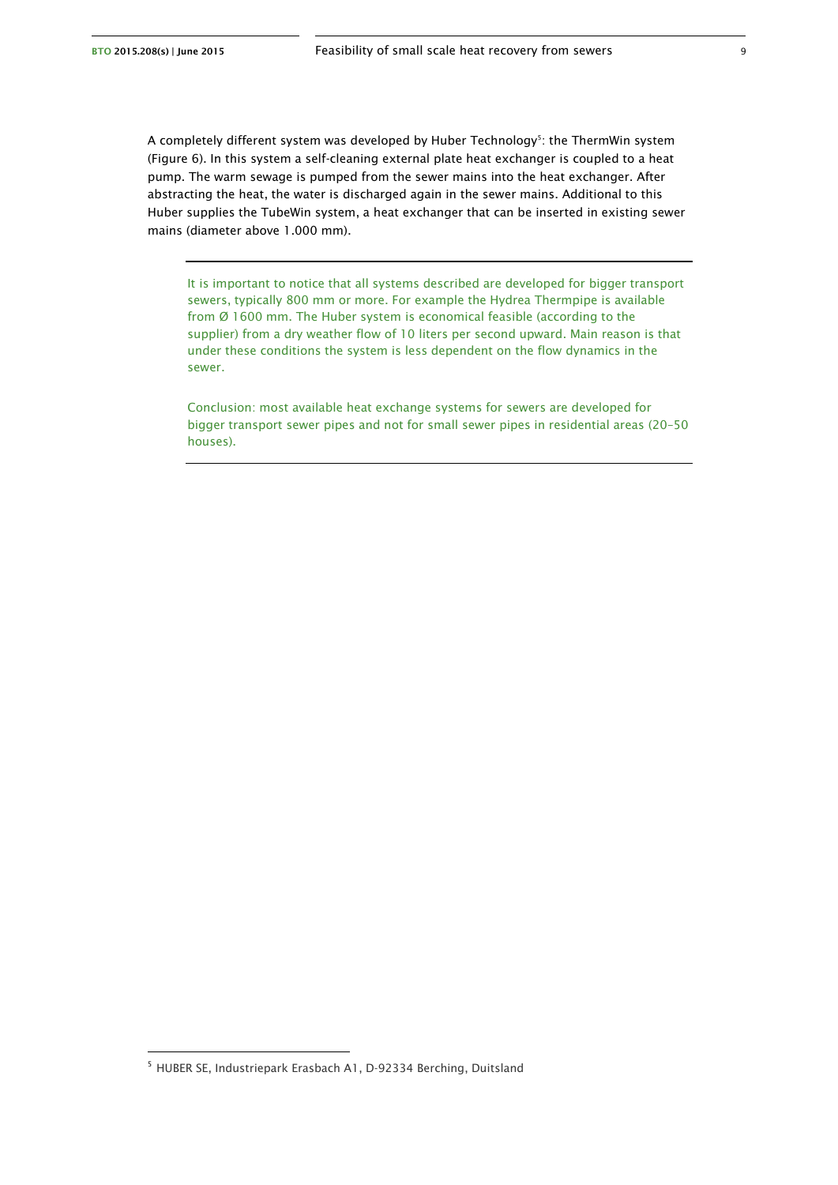A completely different system was developed by Huber Technology[5]: the ThermWin system (Figure 6). In this system a self-cleaning external plate heat exchanger is coupled to a heat pump. The warm sewage is pumped from the sewer mains into the heat exchanger. After abstracting the heat, the water is discharged again in the sewer mains. Additional to this Huber supplies the TubeWin system, a heat exchanger that can be inserted in existing sewer mains (diameter above 1.000 mm).

---

It is important to notice that all systems described are developed for bigger transport sewers, typically 800 mm or more. For example the Hydrea Thermpipe is available from Ø 1600 mm. The Huber system is economical feasible (according to the supplier) from a dry weather flow of 10 liters per second upward. Main reason is that under these conditions the system is less dependent on the flow dynamics in the sewer.

Conclusion: most available heat exchange systems for sewers are developed for bigger transport sewer pipes and not for small sewer pipes in residential areas (20-50 houses).

---

[5] HUBER SE, Industriepark Erasbach A1, D-92334 Berching, Duitsland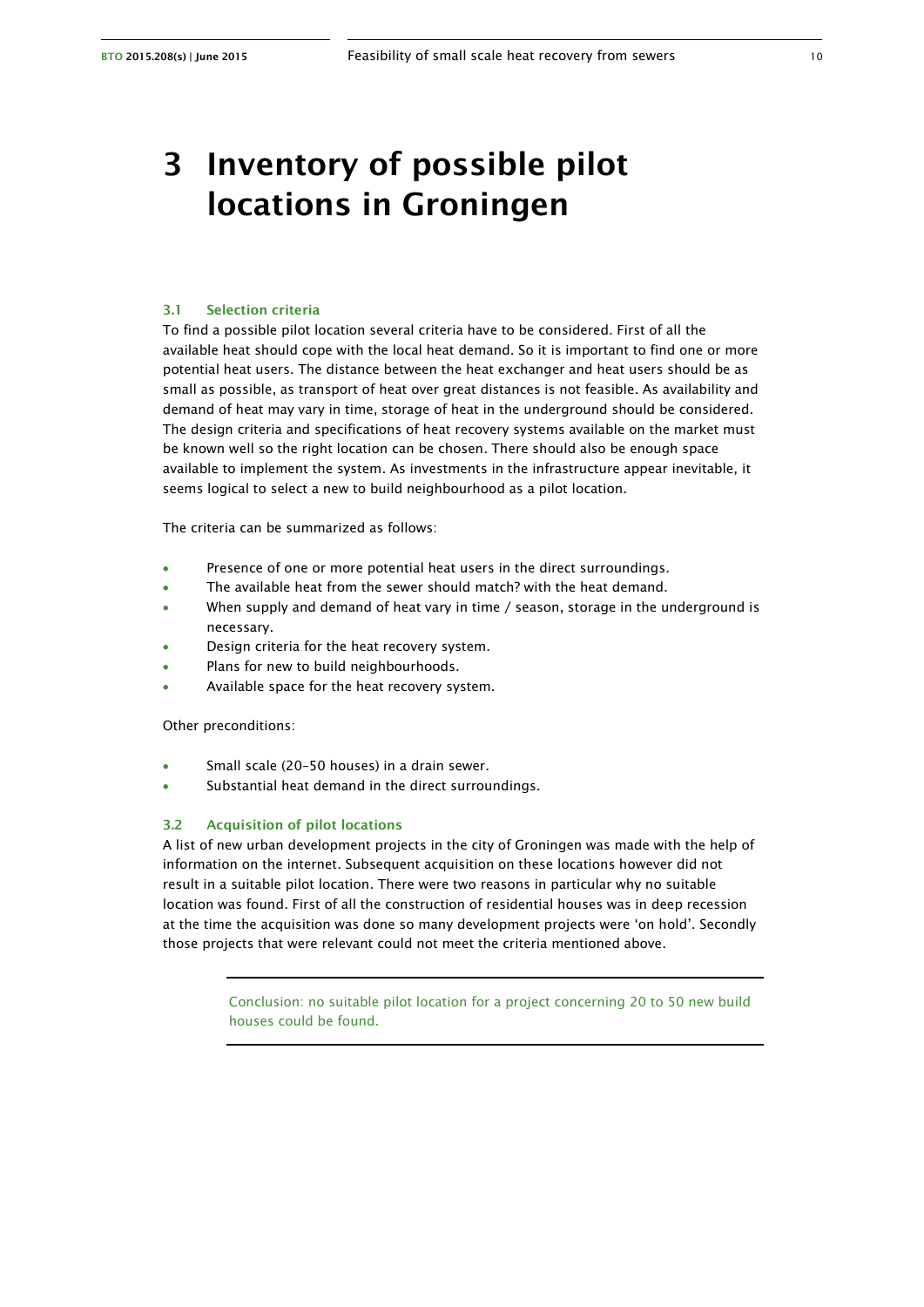# 3 Inventory of possible pilot locations in Groningen

### 3.1 Selection criteria

To find a possible pilot location several criteria have to be considered. First of all the available heat should cope with the local heat demand. So it is important to find one or more potential heat users. The distance between the heat exchanger and heat users should be as small as possible, as transport of heat over great distances is not feasible. As availability and demand of heat may vary in time, storage of heat in the underground should be considered. The design criteria and specifications of heat recovery systems available on the market must be known well so the right location can be chosen. There should also be enough space available to implement the system. As investments in the infrastructure appear inevitable, it seems logical to select a new to build neighbourhood as a pilot location.

The criteria can be summarized as follows:

- Presence of one or more potential heat users in the direct surroundings.
- The available heat from the sewer should match? with the heat demand.
- When supply and demand of heat vary in time / season, storage in the underground is necessary.
- Design criteria for the heat recovery system.
- Plans for new to build neighbourhoods.
- Available space for the heat recovery system.

Other preconditions:

- Small scale (20-50 houses) in a drain sewer.
- Substantial heat demand in the direct surroundings.

### 3.2 Acquisition of pilot locations

A list of new urban development projects in the city of Groningen was made with the help of information on the internet. Subsequent acquisition on these locations however did not result in a suitable pilot location. There were two reasons in particular why no suitable location was found. First of all the construction of residential houses was in deep recession at the time the acquisition was done so many development projects were 'on hold'. Secondly those projects that were relevant could not meet the criteria mentioned above.

---

Conclusion: no suitable pilot location for a project concerning 20 to 50 new build houses could be found.

---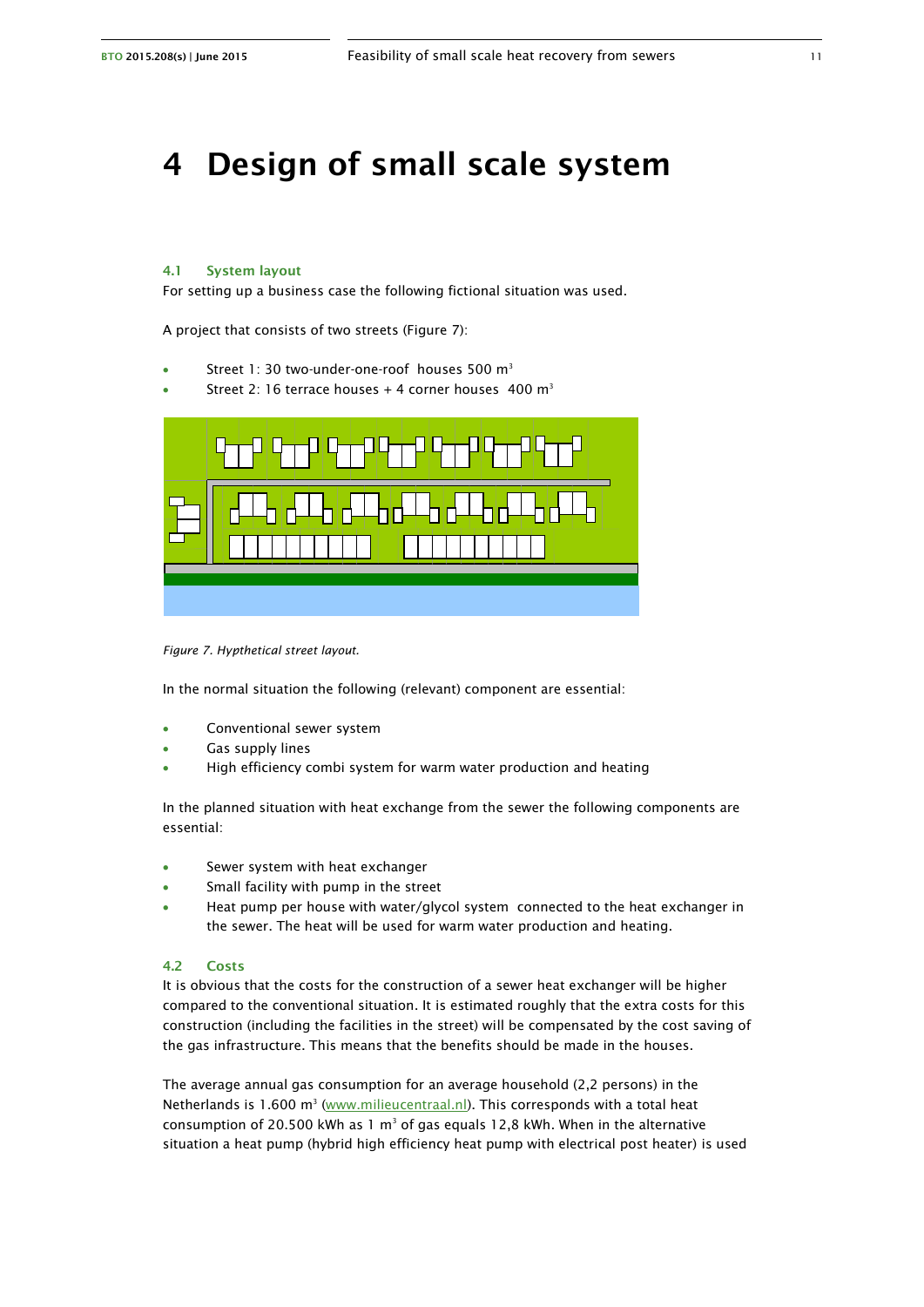# 4 Design of small scale system

### 4.1 System layout

For setting up a business case the following fictional situation was used.

A project that consists of two streets (Figure 7):

- Street 1: 30 two-under-one-roof houses 500 $m^3$
- Street 2: 16 terrace houses + 4 corner houses 400 $m^3$

*Figure 7. Hypthetical street layout.*

In the normal situation the following (relevant) component are essential:

- Conventional sewer system
- Gas supply lines
- High efficiency combi system for warm water production and heating

In the planned situation with heat exchange from the sewer the following components are essential:

- Sewer system with heat exchanger
- Small facility with pump in the street
- Heat pump per house with water/glycol system connected to the heat exchanger in the sewer. The heat will be used for warm water production and heating.

### 4.2 Costs

It is obvious that the costs for the construction of a sewer heat exchanger will be higher compared to the conventional situation. It is estimated roughly that the extra costs for this construction (including the facilities in the street) will be compensated by the cost saving of the gas infrastructure. This means that the benefits should be made in the houses.

The average annual gas consumption for an average household (2,2 persons) in the Netherlands is 1.600 $m^3$ (www.milieucentraal.nl). This corresponds with a total heat consumption of 20.500 kWh as 1 $m^3$ of gas equals 12,8 kWh. When in the alternative situation a heat pump (hybrid high efficiency heat pump with electrical post heater) is used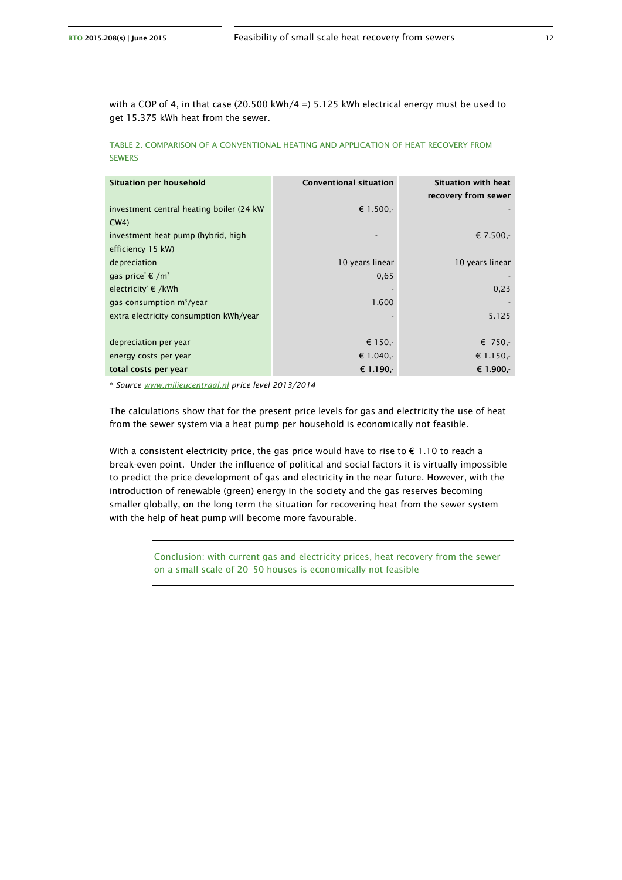with a COP of 4, in that case (20.500 kWh/4 =) 5.125 kWh electrical energy must be used to get 15.375 kWh heat from the sewer.

TABLE 2. COMPARISON OF A CONVENTIONAL HEATING AND APPLICATION OF HEAT RECOVERY FROM SEWERS

| Situation per household | Conventional situation | Situation with heat recovery from sewer |
|---|---|---|
| investment central heating boiler (24 kW CW4) | € 1.500,- | - |
| investment heat pump (hybrid, high efficiency 15 kW) | - | € 7.500,- |
| depreciation | 10 years linear | 10 years linear |
| gas price* € /m³ | 0,65 | - |
| electricity* € /kWh | - | 0,23 |
| gas consumption m³/year | 1.600 | - |
| extra electricity consumption kWh/year | - | 5.125 |
| | | |
| depreciation per year | € 150,- | € 750,- |
| energy costs per year | € 1.040,- | € 1.150,- |
| **total costs per year** | **€ 1.190,-** | **€ 1.900,-** |

\* *Source www.milieucentraal.nl price level 2013/2014*

The calculations show that for the present price levels for gas and electricity the use of heat from the sewer system via a heat pump per household is economically not feasible.

With a consistent electricity price, the gas price would have to rise to € 1.10 to reach a break-even point. Under the influence of political and social factors it is virtually impossible to predict the price development of gas and electricity in the near future. However, with the introduction of renewable (green) energy in the society and the gas reserves becoming smaller globally, on the long term the situation for recovering heat from the sewer system with the help of heat pump will become more favourable.

Conclusion: with current gas and electricity prices, heat recovery from the sewer on a small scale of 20-50 houses is economically not feasible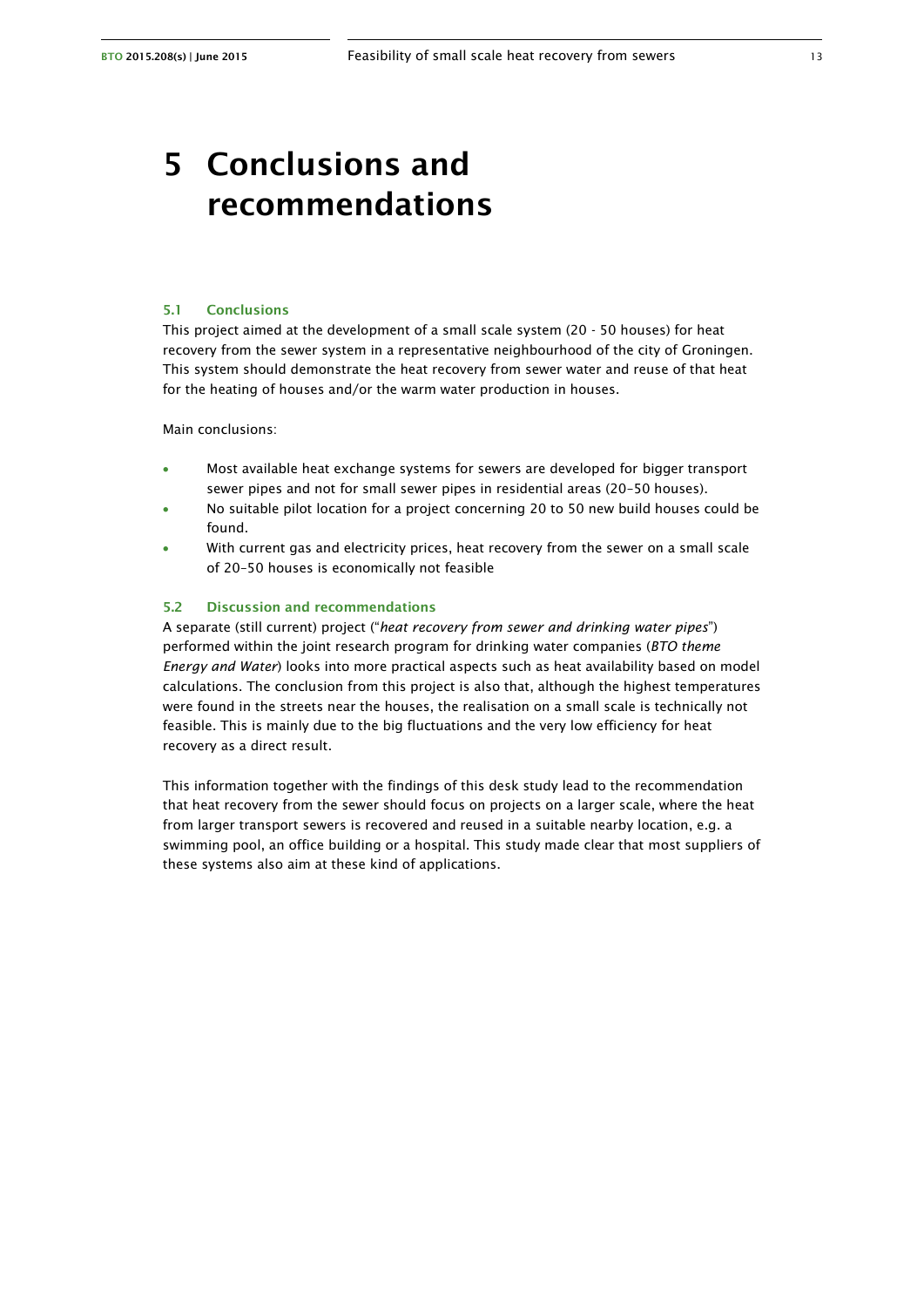# 5 Conclusions and recommendations

## 5.1 Conclusions

This project aimed at the development of a small scale system (20 - 50 houses) for heat recovery from the sewer system in a representative neighbourhood of the city of Groningen. This system should demonstrate the heat recovery from sewer water and reuse of that heat for the heating of houses and/or the warm water production in houses.

Main conclusions:

- Most available heat exchange systems for sewers are developed for bigger transport sewer pipes and not for small sewer pipes in residential areas (20-50 houses).
- No suitable pilot location for a project concerning 20 to 50 new build houses could be found.
- With current gas and electricity prices, heat recovery from the sewer on a small scale of 20-50 houses is economically not feasible

## 5.2 Discussion and recommendations

A separate (still current) project ("*heat recovery from sewer and drinking water pipes*") performed within the joint research program for drinking water companies (*BTO theme Energy and Water*) looks into more practical aspects such as heat availability based on model calculations. The conclusion from this project is also that, although the highest temperatures were found in the streets near the houses, the realisation on a small scale is technically not feasible. This is mainly due to the big fluctuations and the very low efficiency for heat recovery as a direct result.

This information together with the findings of this desk study lead to the recommendation that heat recovery from the sewer should focus on projects on a larger scale, where the heat from larger transport sewers is recovered and reused in a suitable nearby location, e.g. a swimming pool, an office building or a hospital. This study made clear that most suppliers of these systems also aim at these kind of applications.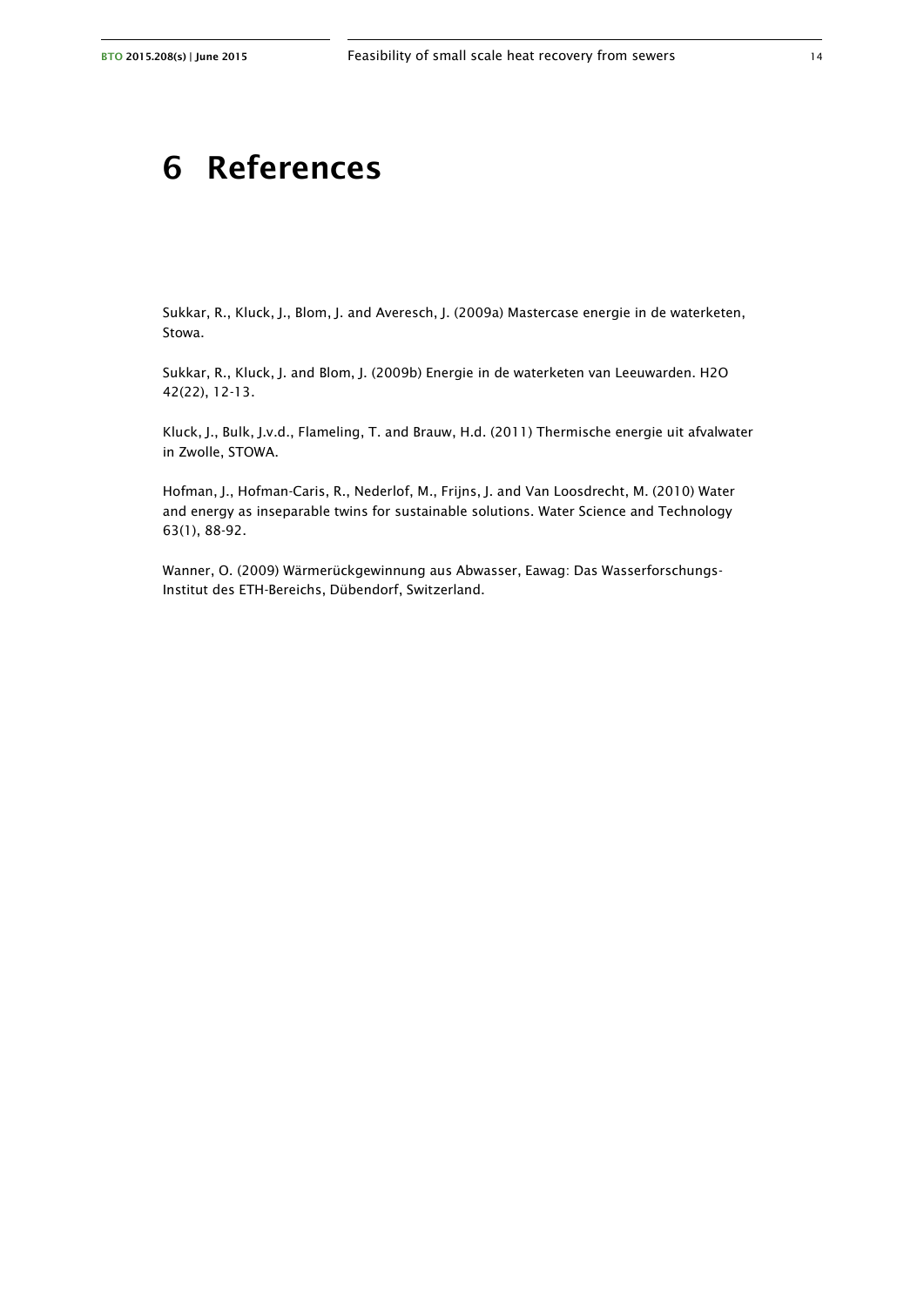# 6 References

Sukkar, R., Kluck, J., Blom, J. and Averesch, J. (2009a) Mastercase energie in de waterketen, Stowa.

Sukkar, R., Kluck, J. and Blom, J. (2009b) Energie in de waterketen van Leeuwarden. H2O 42(22), 12-13.

Kluck, J., Bulk, J.v.d., Flameling, T. and Brauw, H.d. (2011) Thermische energie uit afvalwater in Zwolle, STOWA.

Hofman, J., Hofman-Caris, R., Nederlof, M., Frijns, J. and Van Loosdrecht, M. (2010) Water and energy as inseparable twins for sustainable solutions. Water Science and Technology 63(1), 88-92.

Wanner, O. (2009) Wärmerückgewinnung aus Abwasser, Eawag: Das Wasserforschungs-Institut des ETH-Bereichs, Dübendorf, Switzerland.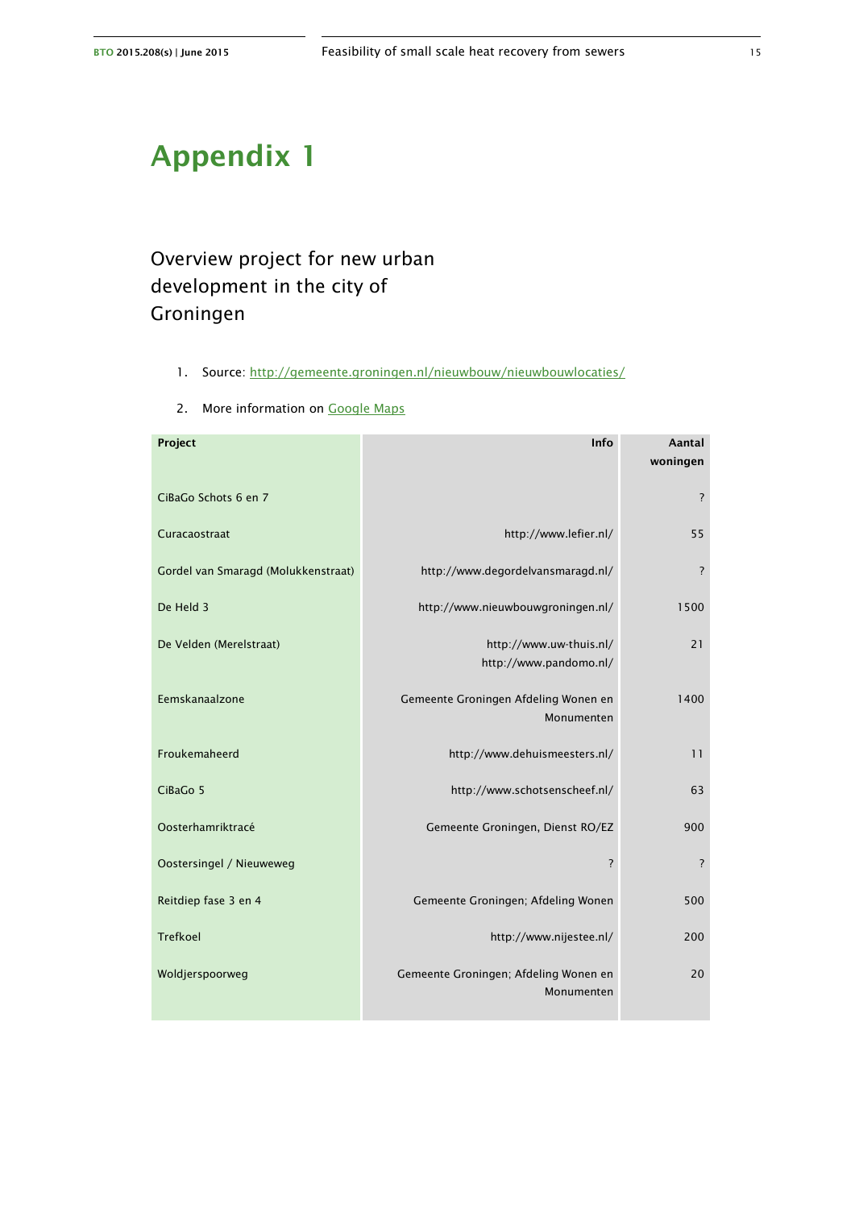# Appendix 1

## Overview project for new urban development in the city of Groningen

1. Source: [http://gemeente.groningen.nl/nieuwbouw/nieuwbouwlocaties/](http://gemeente.groningen.nl/nieuwbouw/nieuwbouwlocaties/)
2. More information on [Google Maps]()

| Project | Info | Aantal woningen |
|---|---|---|
| CiBaGo Schots 6 en 7 | | ? |
| Curacaostraat | http://www.lefier.nl/ | 55 |
| Gordel van Smaragd (Molukkenstraat) | http://www.degordelvansmaragd.nl/ | ? |
| De Held 3 | http://www.nieuwbouwgroningen.nl/ | 1500 |
| De Velden (Merelstraat) | http://www.uw-thuis.nl/ http://www.pandomo.nl/ | 21 |
| Eemskanaalzone | Gemeente Groningen Afdeling Wonen en Monumenten | 1400 |
| Froukemaheerd | http://www.dehuismeesters.nl/ | 11 |
| CiBaGo 5 | http://www.schotsenscheef.nl/ | 63 |
| Oosterhamriktracé | Gemeente Groningen, Dienst RO/EZ | 900 |
| Oostersingel / Nieuweweg | ? | ? |
| Reitdiep fase 3 en 4 | Gemeente Groningen; Afdeling Wonen | 500 |
| Trefkoel | http://www.nijestee.nl/ | 200 |
| Woldjerspoorweg | Gemeente Groningen; Afdeling Wonen en Monumenten | 20 |